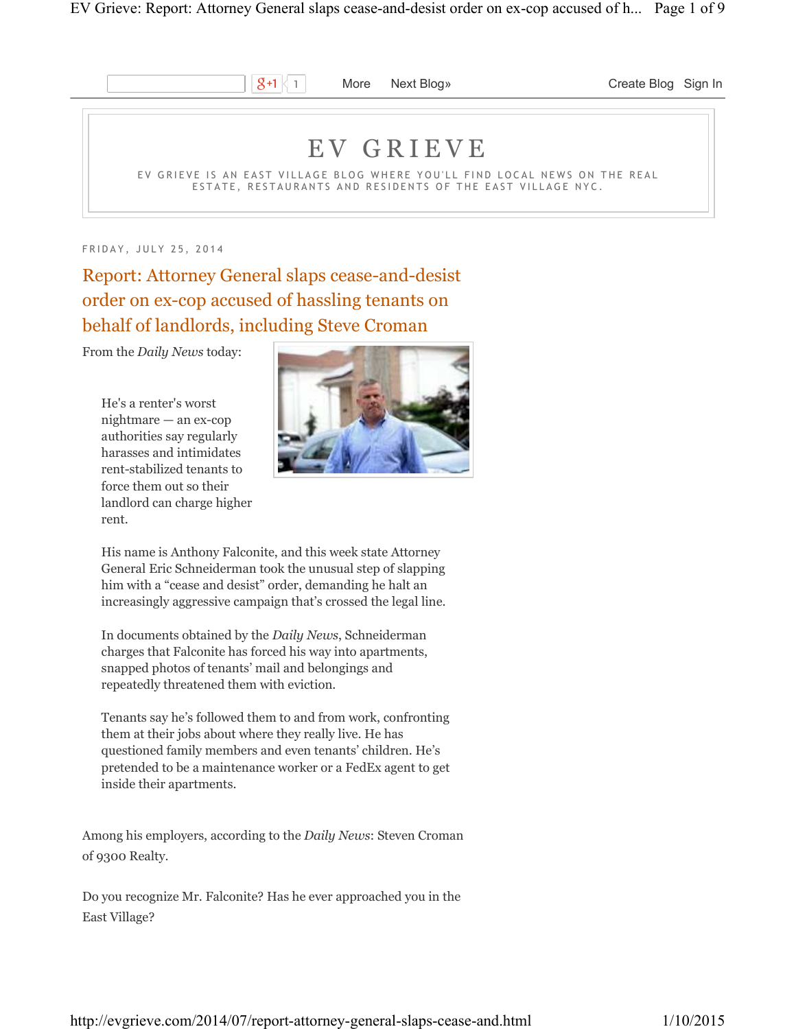# EV GRIEVE

EV GRIEVE IS AN EAST VILLAGE BLOG WHERE YOU'LL FIND LOCAL NEWS ON THE REAL ESTATE, RESTAURANTS AND RESIDENTS OF THE EAST VILLAGE NYC.

FRIDAY, JULY 25, 2014

## Report: Attorney General slaps cease-and-desist order on ex-cop accused of hassling tenants on behalf of landlords, including Steve Croman

From the *Daily News* today:

> He's a renter's worst nightmare — an ex-cop authorities say regularly harasses and intimidates rent-stabilized tenants to force them out so their landlord can charge higher rent.
>
> His name is Anthony Falconite, and this week state Attorney General Eric Schneiderman took the unusual step of slapping him with a "cease and desist" order, demanding he halt an increasingly aggressive campaign that's crossed the legal line.
>
> In documents obtained by the *Daily News*, Schneiderman charges that Falconite has forced his way into apartments, snapped photos of tenants' mail and belongings and repeatedly threatened them with eviction.
>
> Tenants say he's followed them to and from work, confronting them at their jobs about where they really live. He has questioned family members and even tenants' children. He's pretended to be a maintenance worker or a FedEx agent to get inside their apartments.

Among his employers, according to the *Daily News*: Steven Croman of 9300 Realty.

Do you recognize Mr. Falconite? Has he ever approached you in the East Village?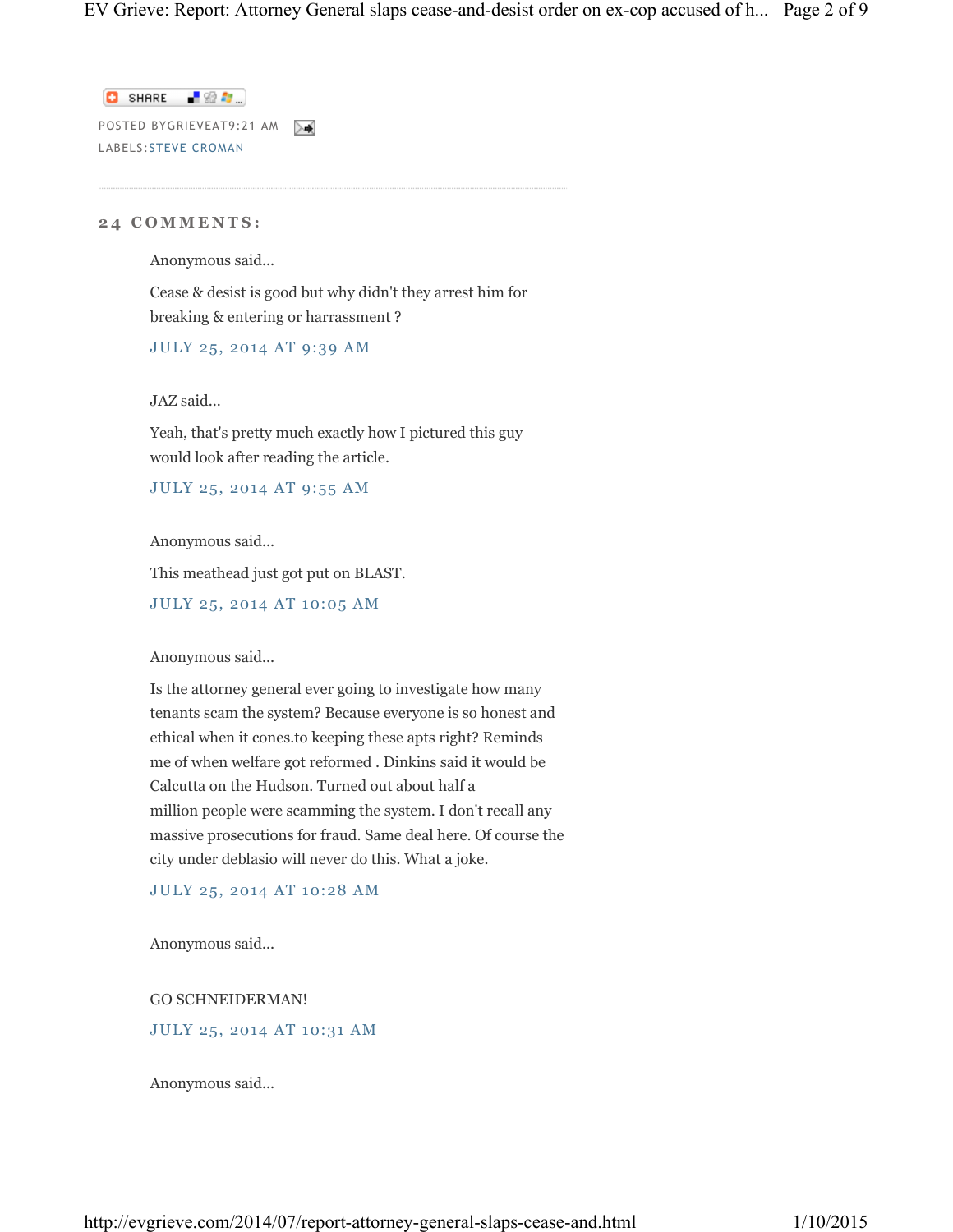SHARE

POSTED BYGRIEVEAT9:21 AM

LABELS:STEVE CROMAN

---

## 24 COMMENTS:

Anonymous said...

Cease & desist is good but why didn't they arrest him for breaking & entering or harrassment ?

JULY 25, 2014 AT 9:39 AM

JAZ said...

Yeah, that's pretty much exactly how I pictured this guy would look after reading the article.

JULY 25, 2014 AT 9:55 AM

Anonymous said...

This meathead just got put on BLAST.

JULY 25, 2014 AT 10:05 AM

Anonymous said...

Is the attorney general ever going to investigate how many tenants scam the system? Because everyone is so honest and ethical when it cones.to keeping these apts right? Reminds me of when welfare got reformed . Dinkins said it would be Calcutta on the Hudson. Turned out about half a million people were scamming the system. I don't recall any massive prosecutions for fraud. Same deal here. Of course the city under deblasio will never do this. What a joke.

JULY 25, 2014 AT 10:28 AM

Anonymous said...

GO SCHNEIDERMAN!

JULY 25, 2014 AT 10:31 AM

Anonymous said...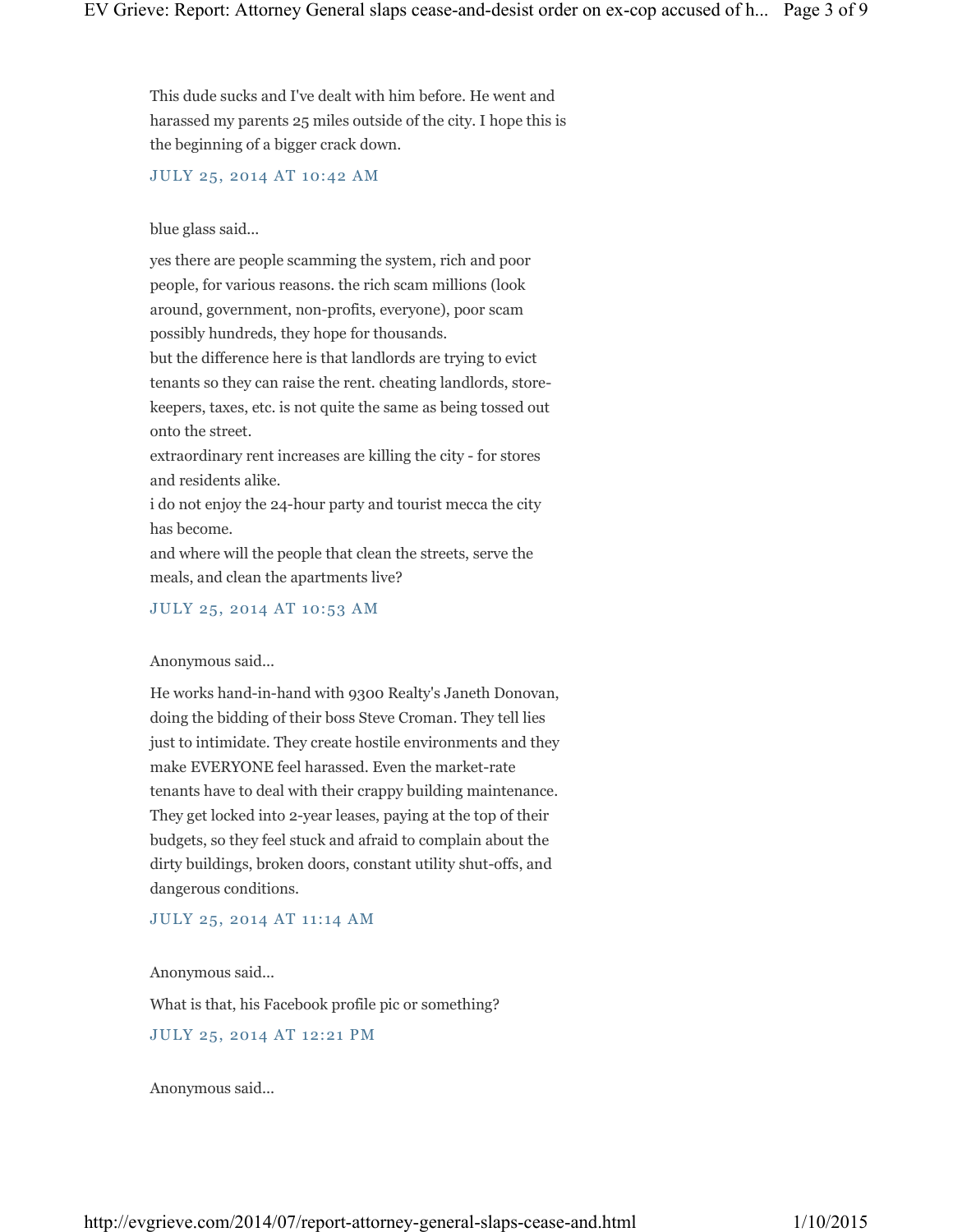This dude sucks and I've dealt with him before. He went and harassed my parents 25 miles outside of the city. I hope this is the beginning of a bigger crack down.

JULY 25, 2014 AT 10:42 AM

blue glass said...

yes there are people scamming the system, rich and poor people, for various reasons. the rich scam millions (look around, government, non-profits, everyone), poor scam possibly hundreds, they hope for thousands.
but the difference here is that landlords are trying to evict tenants so they can raise the rent. cheating landlords, store-keepers, taxes, etc. is not quite the same as being tossed out onto the street.
extraordinary rent increases are killing the city - for stores and residents alike.
i do not enjoy the 24-hour party and tourist mecca the city has become.
and where will the people that clean the streets, serve the meals, and clean the apartments live?

JULY 25, 2014 AT 10:53 AM

Anonymous said...

He works hand-in-hand with 9300 Realty's Janeth Donovan, doing the bidding of their boss Steve Croman. They tell lies just to intimidate. They create hostile environments and they make EVERYONE feel harassed. Even the market-rate tenants have to deal with their crappy building maintenance. They get locked into 2-year leases, paying at the top of their budgets, so they feel stuck and afraid to complain about the dirty buildings, broken doors, constant utility shut-offs, and dangerous conditions.

JULY 25, 2014 AT 11:14 AM

Anonymous said...

What is that, his Facebook profile pic or something?

JULY 25, 2014 AT 12:21 PM

Anonymous said...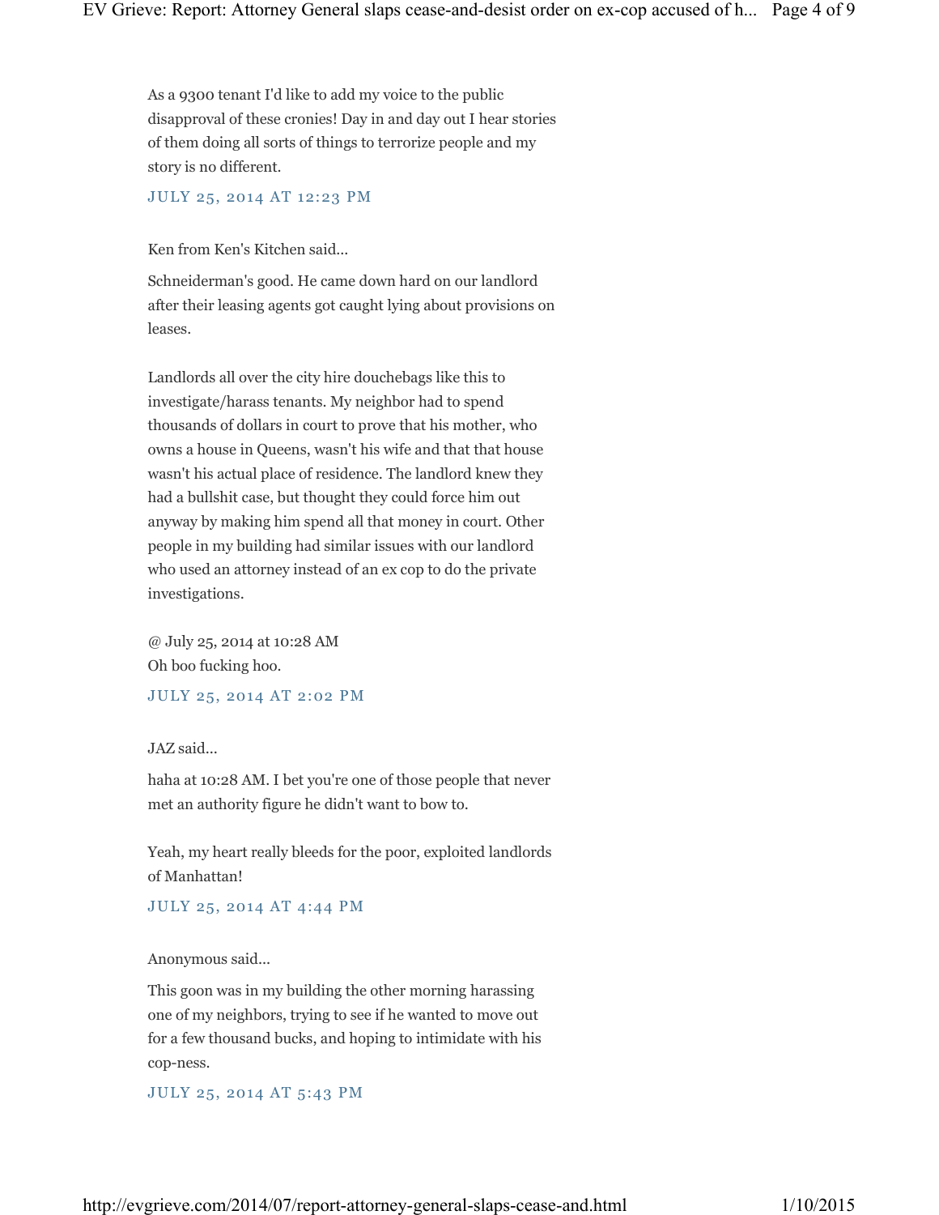As a 9300 tenant I'd like to add my voice to the public disapproval of these cronies! Day in and day out I hear stories of them doing all sorts of things to terrorize people and my story is no different.

JULY 25, 2014 AT 12:23 PM

Ken from Ken's Kitchen said...

Schneiderman's good. He came down hard on our landlord after their leasing agents got caught lying about provisions on leases.

Landlords all over the city hire douchebags like this to investigate/harass tenants. My neighbor had to spend thousands of dollars in court to prove that his mother, who owns a house in Queens, wasn't his wife and that that house wasn't his actual place of residence. The landlord knew they had a bullshit case, but thought they could force him out anyway by making him spend all that money in court. Other people in my building had similar issues with our landlord who used an attorney instead of an ex cop to do the private investigations.

@ July 25, 2014 at 10:28 AM
Oh boo fucking hoo.

JULY 25, 2014 AT 2:02 PM

JAZ said...

haha at 10:28 AM. I bet you're one of those people that never met an authority figure he didn't want to bow to.

Yeah, my heart really bleeds for the poor, exploited landlords of Manhattan!

JULY 25, 2014 AT 4:44 PM

Anonymous said...

This goon was in my building the other morning harassing one of my neighbors, trying to see if he wanted to move out for a few thousand bucks, and hoping to intimidate with his cop-ness.

JULY 25, 2014 AT 5:43 PM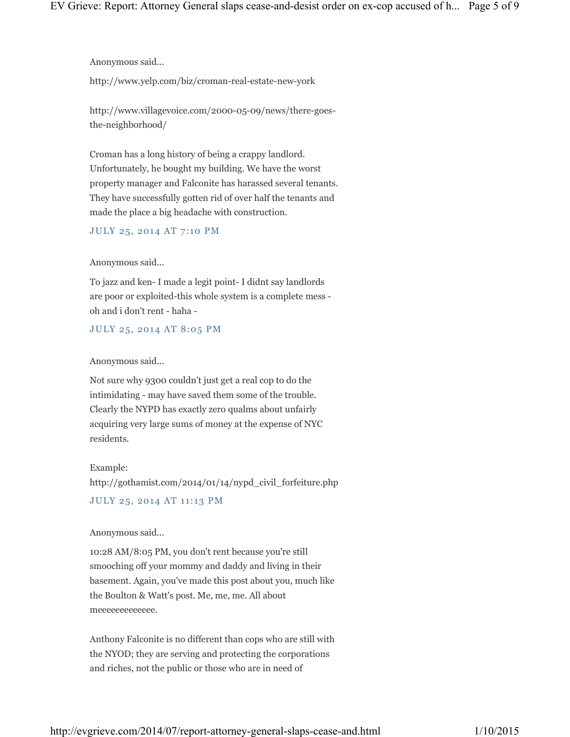Anonymous said...

http://www.yelp.com/biz/croman-real-estate-new-york

http://www.villagevoice.com/2000-05-09/news/there-goes-the-neighborhood/

Croman has a long history of being a crappy landlord. Unfortunately, he bought my building. We have the worst property manager and Falconite has harassed several tenants. They have successfully gotten rid of over half the tenants and made the place a big headache with construction.

JULY 25, 2014 AT 7:10 PM

Anonymous said...

To jazz and ken- I made a legit point- I didnt say landlords are poor or exploited-this whole system is a complete mess - oh and i don't rent - haha -

JULY 25, 2014 AT 8:05 PM

Anonymous said...

Not sure why 9300 couldn't just get a real cop to do the intimidating - may have saved them some of the trouble. Clearly the NYPD has exactly zero qualms about unfairly acquiring very large sums of money at the expense of NYC residents.

Example:
http://gothamist.com/2014/01/14/nypd_civil_forfeiture.php

JULY 25, 2014 AT 11:13 PM

Anonymous said...

10:28 AM/8:05 PM, you don't rent because you're still smooching off your mommy and daddy and living in their basement. Again, you've made this post about you, much like the Boulton & Watt's post. Me, me, me. All about meeeeeeeeeeeee.

Anthony Falconite is no different than cops who are still with the NYOD; they are serving and protecting the corporations and riches, not the public or those who are in need of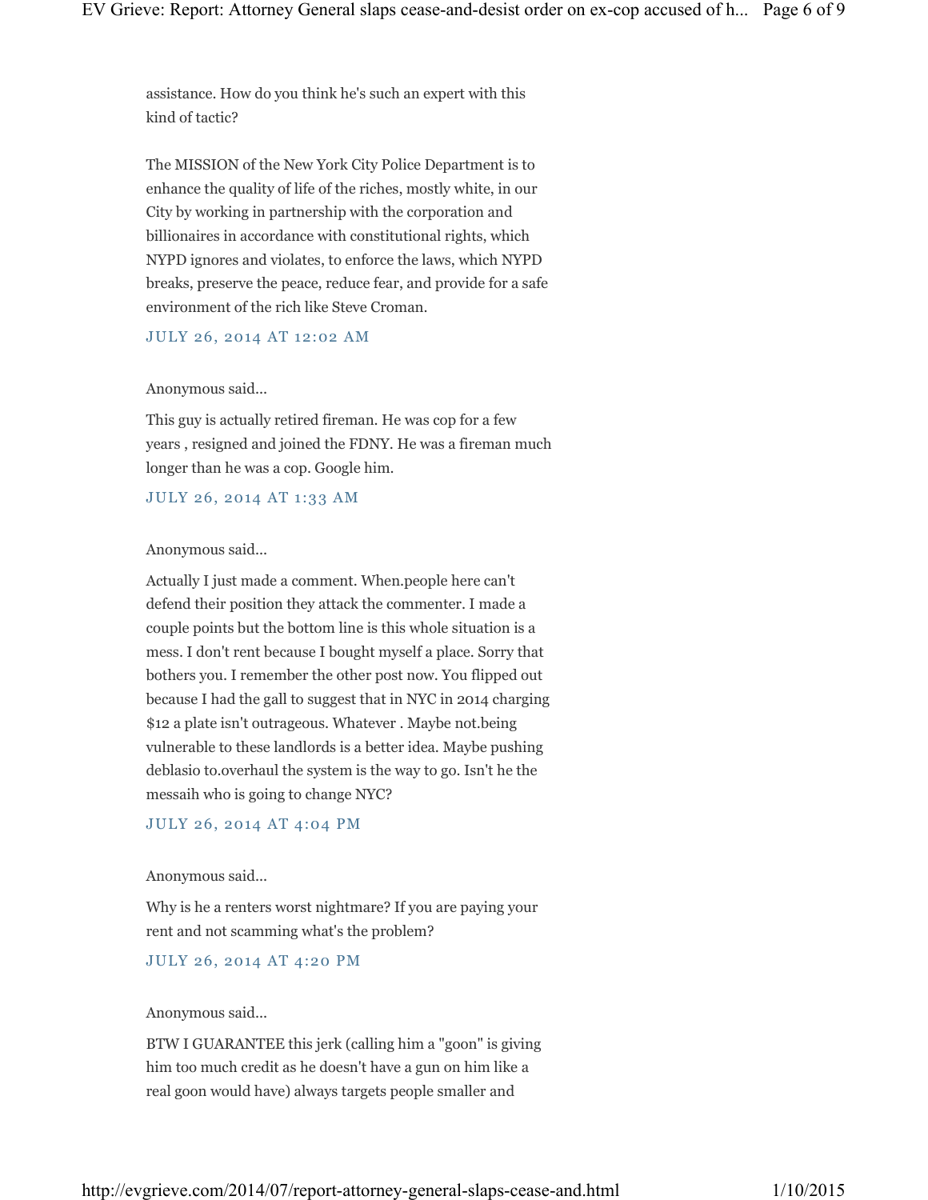assistance. How do you think he's such an expert with this kind of tactic?

The MISSION of the New York City Police Department is to enhance the quality of life of the riches, mostly white, in our City by working in partnership with the corporation and billionaires in accordance with constitutional rights, which NYPD ignores and violates, to enforce the laws, which NYPD breaks, preserve the peace, reduce fear, and provide for a safe environment of the rich like Steve Croman.

JULY 26, 2014 AT 12:02 AM

Anonymous said...

This guy is actually retired fireman. He was cop for a few years , resigned and joined the FDNY. He was a fireman much longer than he was a cop. Google him.

JULY 26, 2014 AT 1:33 AM

Anonymous said...

Actually I just made a comment. When.people here can't defend their position they attack the commenter. I made a couple points but the bottom line is this whole situation is a mess. I don't rent because I bought myself a place. Sorry that bothers you. I remember the other post now. You flipped out because I had the gall to suggest that in NYC in 2014 charging $12 a plate isn't outrageous. Whatever . Maybe not.being vulnerable to these landlords is a better idea. Maybe pushing deblasio to.overhaul the system is the way to go. Isn't he the messaih who is going to change NYC?

JULY 26, 2014 AT 4:04 PM

Anonymous said...

Why is he a renters worst nightmare? If you are paying your rent and not scamming what's the problem?

JULY 26, 2014 AT 4:20 PM

Anonymous said...

BTW I GUARANTEE this jerk (calling him a "goon" is giving him too much credit as he doesn't have a gun on him like a real goon would have) always targets people smaller and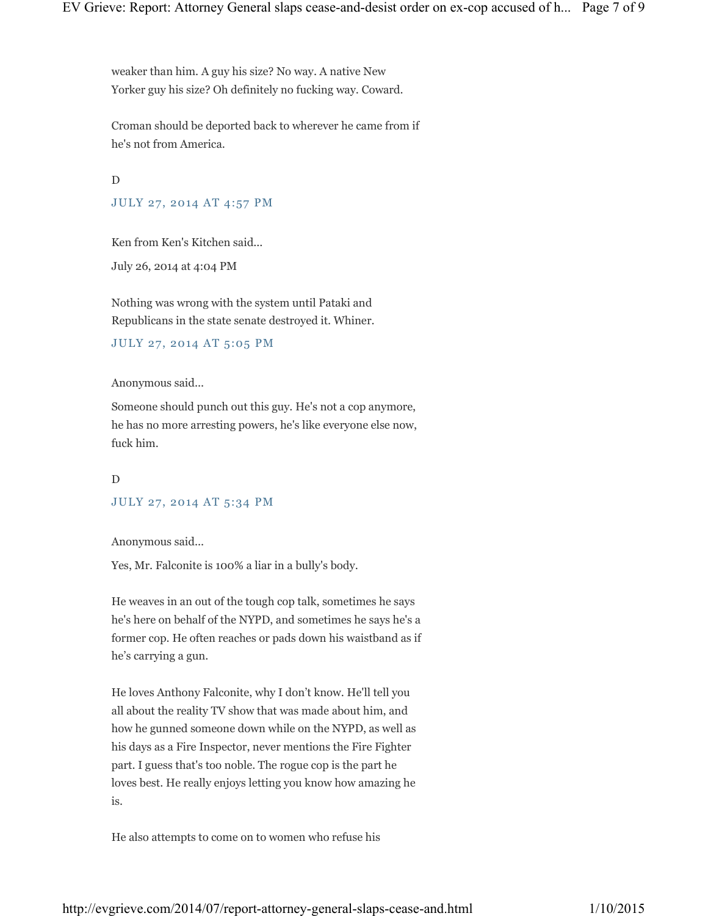weaker than him. A guy his size? No way. A native New Yorker guy his size? Oh definitely no fucking way. Coward.

Croman should be deported back to wherever he came from if he's not from America.

D

JULY 27, 2014 AT 4:57 PM

Ken from Ken's Kitchen said...

July 26, 2014 at 4:04 PM

Nothing was wrong with the system until Pataki and Republicans in the state senate destroyed it. Whiner.

JULY 27, 2014 AT 5:05 PM

Anonymous said...

Someone should punch out this guy. He's not a cop anymore, he has no more arresting powers, he's like everyone else now, fuck him.

D

JULY 27, 2014 AT 5:34 PM

Anonymous said...

Yes, Mr. Falconite is 100% a liar in a bully's body.

He weaves in an out of the tough cop talk, sometimes he says he's here on behalf of the NYPD, and sometimes he says he's a former cop. He often reaches or pads down his waistband as if he's carrying a gun.

He loves Anthony Falconite, why I don't know. He'll tell you all about the reality TV show that was made about him, and how he gunned someone down while on the NYPD, as well as his days as a Fire Inspector, never mentions the Fire Fighter part. I guess that's too noble. The rogue cop is the part he loves best. He really enjoys letting you know how amazing he is.

He also attempts to come on to women who refuse his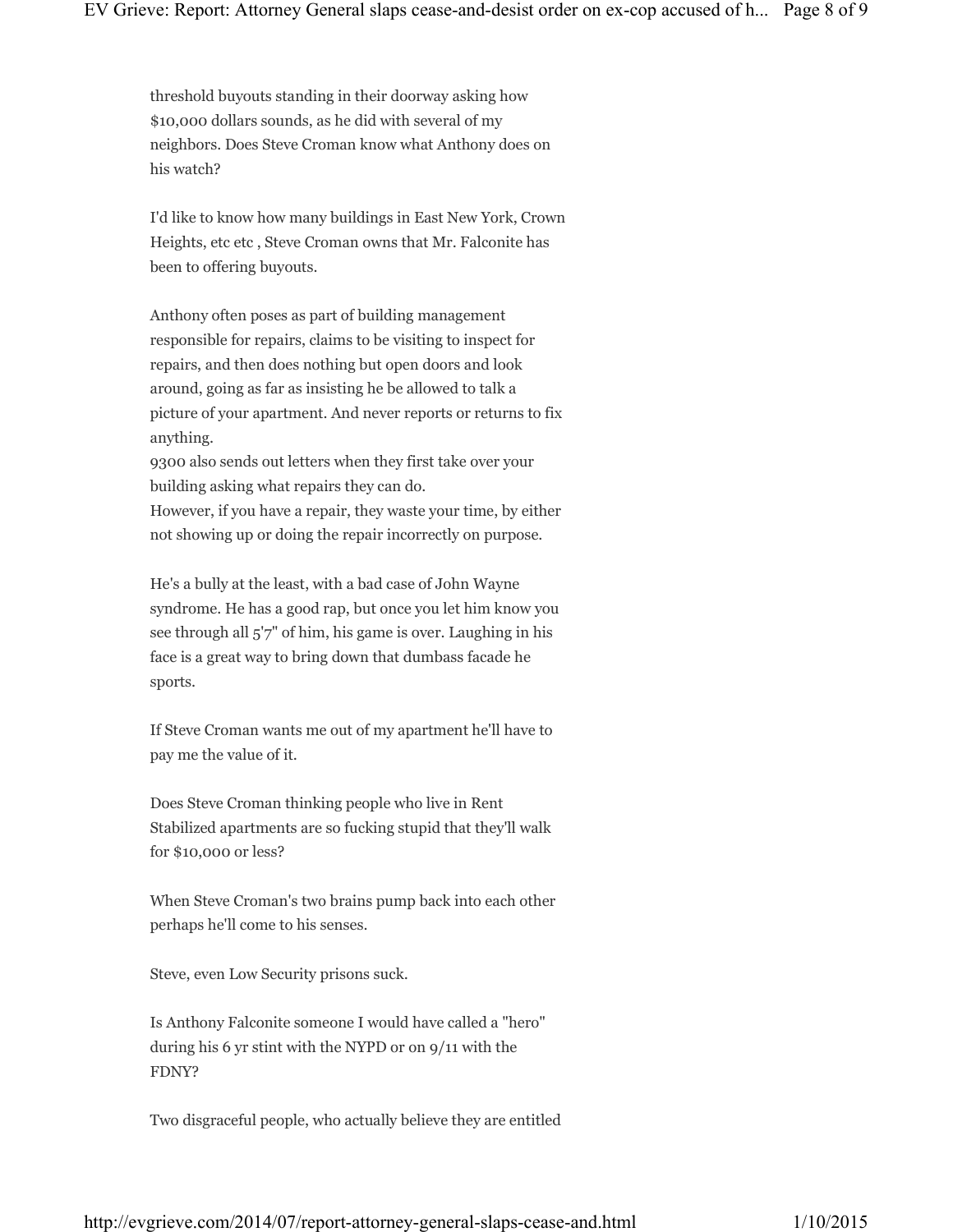threshold buyouts standing in their doorway asking how $10,000 dollars sounds, as he did with several of my neighbors. Does Steve Croman know what Anthony does on his watch?

I'd like to know how many buildings in East New York, Crown Heights, etc etc , Steve Croman owns that Mr. Falconite has been to offering buyouts.

Anthony often poses as part of building management responsible for repairs, claims to be visiting to inspect for repairs, and then does nothing but open doors and look around, going as far as insisting he be allowed to talk a picture of your apartment. And never reports or returns to fix anything.
9300 also sends out letters when they first take over your building asking what repairs they can do.
However, if you have a repair, they waste your time, by either not showing up or doing the repair incorrectly on purpose.

He's a bully at the least, with a bad case of John Wayne syndrome. He has a good rap, but once you let him know you see through all 5'7" of him, his game is over. Laughing in his face is a great way to bring down that dumbass facade he sports.

If Steve Croman wants me out of my apartment he'll have to pay me the value of it.

Does Steve Croman thinking people who live in Rent Stabilized apartments are so fucking stupid that they'll walk for $10,000 or less?

When Steve Croman's two brains pump back into each other perhaps he'll come to his senses.

Steve, even Low Security prisons suck.

Is Anthony Falconite someone I would have called a "hero" during his 6 yr stint with the NYPD or on 9/11 with the FDNY?

Two disgraceful people, who actually believe they are entitled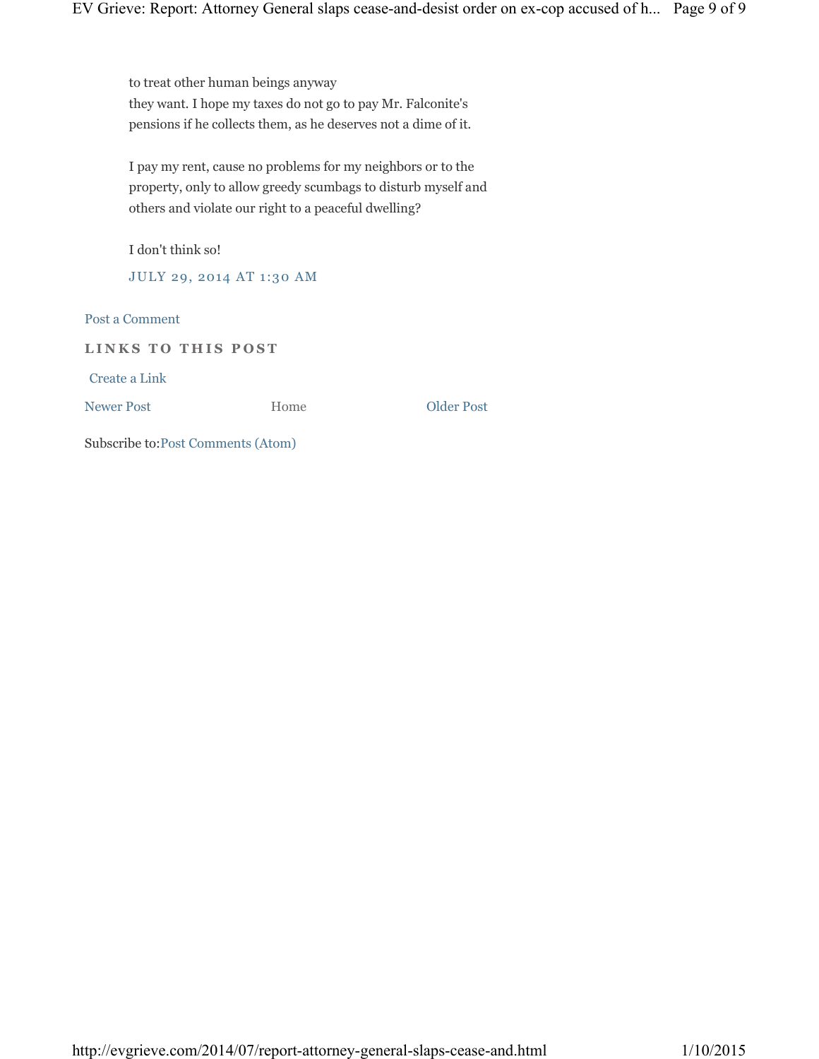to treat other human beings anyway
they want. I hope my taxes do not go to pay Mr. Falconite's pensions if he collects them, as he deserves not a dime of it.

I pay my rent, cause no problems for my neighbors or to the property, only to allow greedy scumbags to disturb myself and others and violate our right to a peaceful dwelling?

I don't think so!

JULY 29, 2014 AT 1:30 AM

Post a Comment

**LINKS TO THIS POST**

Create a Link

Newer Post Home Older Post

Subscribe to: Post Comments (Atom)